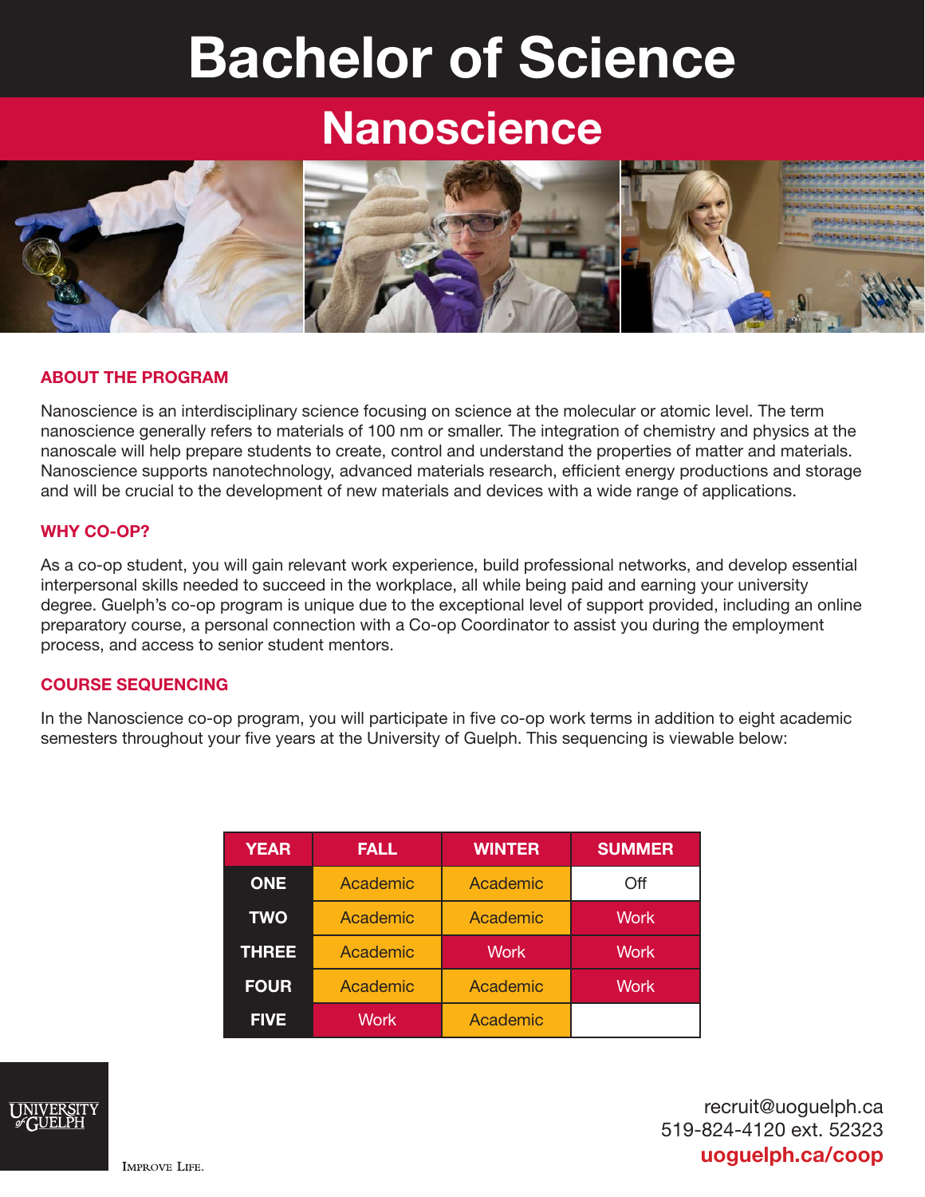# Bachelor of Science

## Nanoscience

### ABOUT THE PROGRAM

Nanoscience is an interdisciplinary science focusing on science at the molecular or atomic level. The term nanoscience generally refers to materials of 100 nm or smaller. The integration of chemistry and physics at the nanoscale will help prepare students to create, control and understand the properties of matter and materials. Nanoscience supports nanotechnology, advanced materials research, efficient energy productions and storage and will be crucial to the development of new materials and devices with a wide range of applications.

### WHY CO-OP?

As a co-op student, you will gain relevant work experience, build professional networks, and develop essential interpersonal skills needed to succeed in the workplace, all while being paid and earning your university degree. Guelph's co-op program is unique due to the exceptional level of support provided, including an online preparatory course, a personal connection with a Co-op Coordinator to assist you during the employment process, and access to senior student mentors.

### COURSE SEQUENCING

In the Nanoscience co-op program, you will participate in five co-op work terms in addition to eight academic semesters throughout your five years at the University of Guelph. This sequencing is viewable below:

| YEAR | FALL | WINTER | SUMMER |
|---|---|---|---|
| ONE | Academic | Academic | Off |
| TWO | Academic | Academic | Work |
| THREE | Academic | Work | Work |
| FOUR | Academic | Academic | Work |
| FIVE | Work | Academic | |

UNIVERSITY of GUELPH

IMPROVE LIFE.

recruit@uoguelph.ca
519-824-4120 ext. 52323
**uoguelph.ca/coop**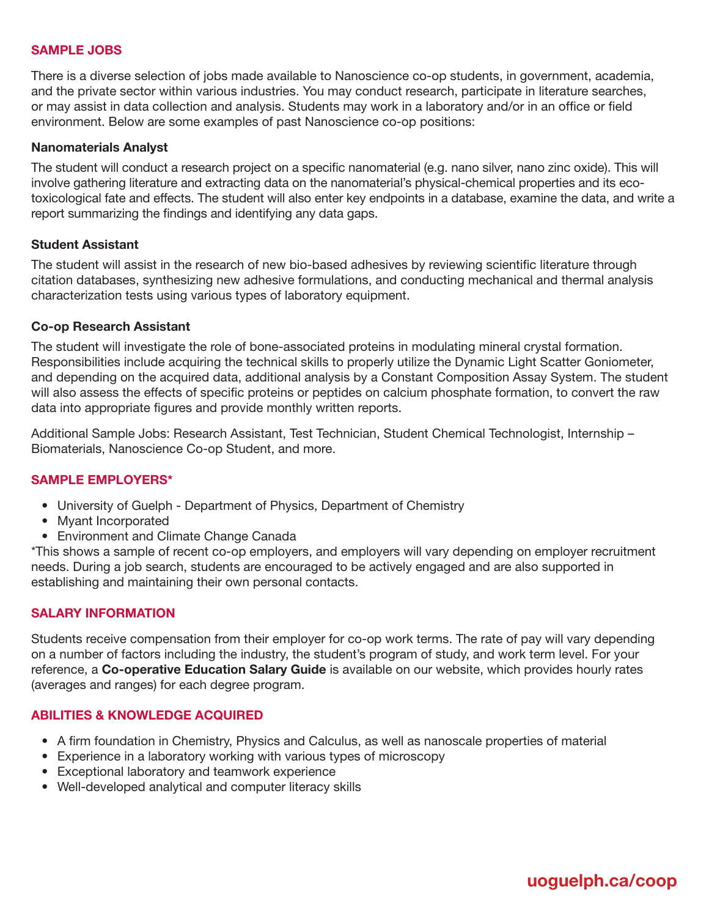## SAMPLE JOBS

There is a diverse selection of jobs made available to Nanoscience co-op students, in government, academia, and the private sector within various industries. You may conduct research, participate in literature searches, or may assist in data collection and analysis. Students may work in a laboratory and/or in an office or field environment. Below are some examples of past Nanoscience co-op positions:

### Nanomaterials Analyst

The student will conduct a research project on a specific nanomaterial (e.g. nano silver, nano zinc oxide). This will involve gathering literature and extracting data on the nanomaterial's physical-chemical properties and its eco-toxicological fate and effects. The student will also enter key endpoints in a database, examine the data, and write a report summarizing the findings and identifying any data gaps.

### Student Assistant

The student will assist in the research of new bio-based adhesives by reviewing scientific literature through citation databases, synthesizing new adhesive formulations, and conducting mechanical and thermal analysis characterization tests using various types of laboratory equipment.

### Co-op Research Assistant

The student will investigate the role of bone-associated proteins in modulating mineral crystal formation. Responsibilities include acquiring the technical skills to properly utilize the Dynamic Light Scatter Goniometer, and depending on the acquired data, additional analysis by a Constant Composition Assay System. The student will also assess the effects of specific proteins or peptides on calcium phosphate formation, to convert the raw data into appropriate figures and provide monthly written reports.

Additional Sample Jobs: Research Assistant, Test Technician, Student Chemical Technologist, Internship – Biomaterials, Nanoscience Co-op Student, and more.

## SAMPLE EMPLOYERS*

- University of Guelph - Department of Physics, Department of Chemistry
- Myant Incorporated
- Environment and Climate Change Canada

*This shows a sample of recent co-op employers, and employers will vary depending on employer recruitment needs. During a job search, students are encouraged to be actively engaged and are also supported in establishing and maintaining their own personal contacts.

## SALARY INFORMATION

Students receive compensation from their employer for co-op work terms. The rate of pay will vary depending on a number of factors including the industry, the student's program of study, and work term level. For your reference, a **Co-operative Education Salary Guide** is available on our website, which provides hourly rates (averages and ranges) for each degree program.

## ABILITIES & KNOWLEDGE ACQUIRED

- A firm foundation in Chemistry, Physics and Calculus, as well as nanoscale properties of material
- Experience in a laboratory working with various types of microscopy
- Exceptional laboratory and teamwork experience
- Well-developed analytical and computer literacy skills

**uoguelph.ca/coop**